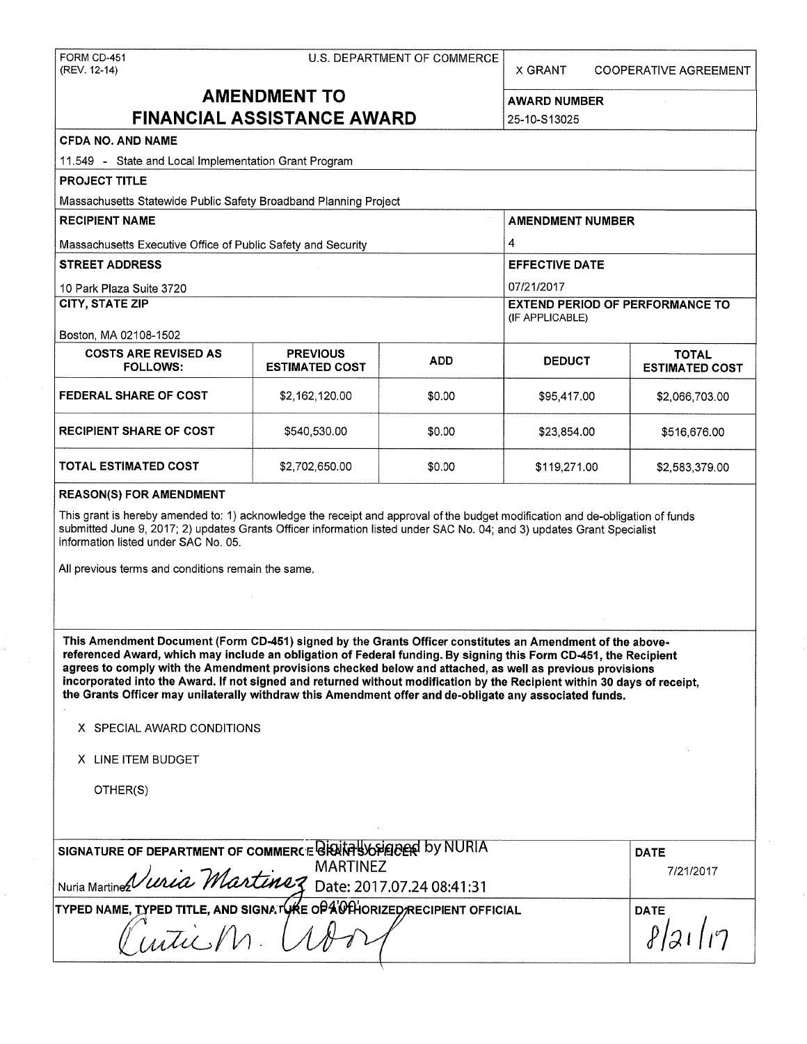FORM CD-451
(REV. 12-14)

U.S. DEPARTMENT OF COMMERCE

X GRANT    COOPERATIVE AGREEMENT

# AMENDMENT TO FINANCIAL ASSISTANCE AWARD

**AWARD NUMBER**
25-10-S13025

**CFDA NO. AND NAME**
11.549 - State and Local Implementation Grant Program

**PROJECT TITLE**
Massachusetts Statewide Public Safety Broadband Planning Project

**RECIPIENT NAME**
Massachusetts Executive Office of Public Safety and Security

**AMENDMENT NUMBER**
4

**STREET ADDRESS**
10 Park Plaza Suite 3720

**EFFECTIVE DATE**
07/21/2017

**CITY, STATE ZIP**
Boston, MA 02108-1502

**EXTEND PERIOD OF PERFORMANCE TO** (IF APPLICABLE)

| COSTS ARE REVISED AS FOLLOWS: | PREVIOUS ESTIMATED COST | ADD | DEDUCT | TOTAL ESTIMATED COST |
|---|---|---|---|---|
| FEDERAL SHARE OF COST | $2,162,120.00 | $0.00 | $95,417.00 | $2,066,703.00 |
| RECIPIENT SHARE OF COST | $540,530.00 | $0.00 | $23,854.00 | $516,676.00 |
| TOTAL ESTIMATED COST | $2,702,650.00 | $0.00 | $119,271.00 | $2,583,379.00 |

**REASON(S) FOR AMENDMENT**

This grant is hereby amended to: 1) acknowledge the receipt and approval of the budget modification and de-obligation of funds submitted June 9, 2017; 2) updates Grants Officer information listed under SAC No. 04; and 3) updates Grant Specialist information listed under SAC No. 05.

All previous terms and conditions remain the same.

**This Amendment Document (Form CD-451) signed by the Grants Officer constitutes an Amendment of the above-referenced Award, which may include an obligation of Federal funding. By signing this Form CD-451, the Recipient agrees to comply with the Amendment provisions checked below and attached, as well as previous provisions incorporated into the Award. If not signed and returned without modification by the Recipient within 30 days of receipt, the Grants Officer may unilaterally withdraw this Amendment offer and de-obligate any associated funds.**

X SPECIAL AWARD CONDITIONS

X LINE ITEM BUDGET

OTHER(S)

**SIGNATURE OF DEPARTMENT OF COMMERCE GRANTS OFFICER**
Nuria Martinez *Nuria Martinez*
Digitally signed by NURIA MARTINEZ
Date: 2017.07.24 08:41:31 -04'00'

**DATE**
7/21/2017

**TYPED NAME, TYPED TITLE, AND SIGNATURE OF AUTHORIZED RECIPIENT OFFICIAL**
*Curtis M. Wood*

**DATE**
8/21/17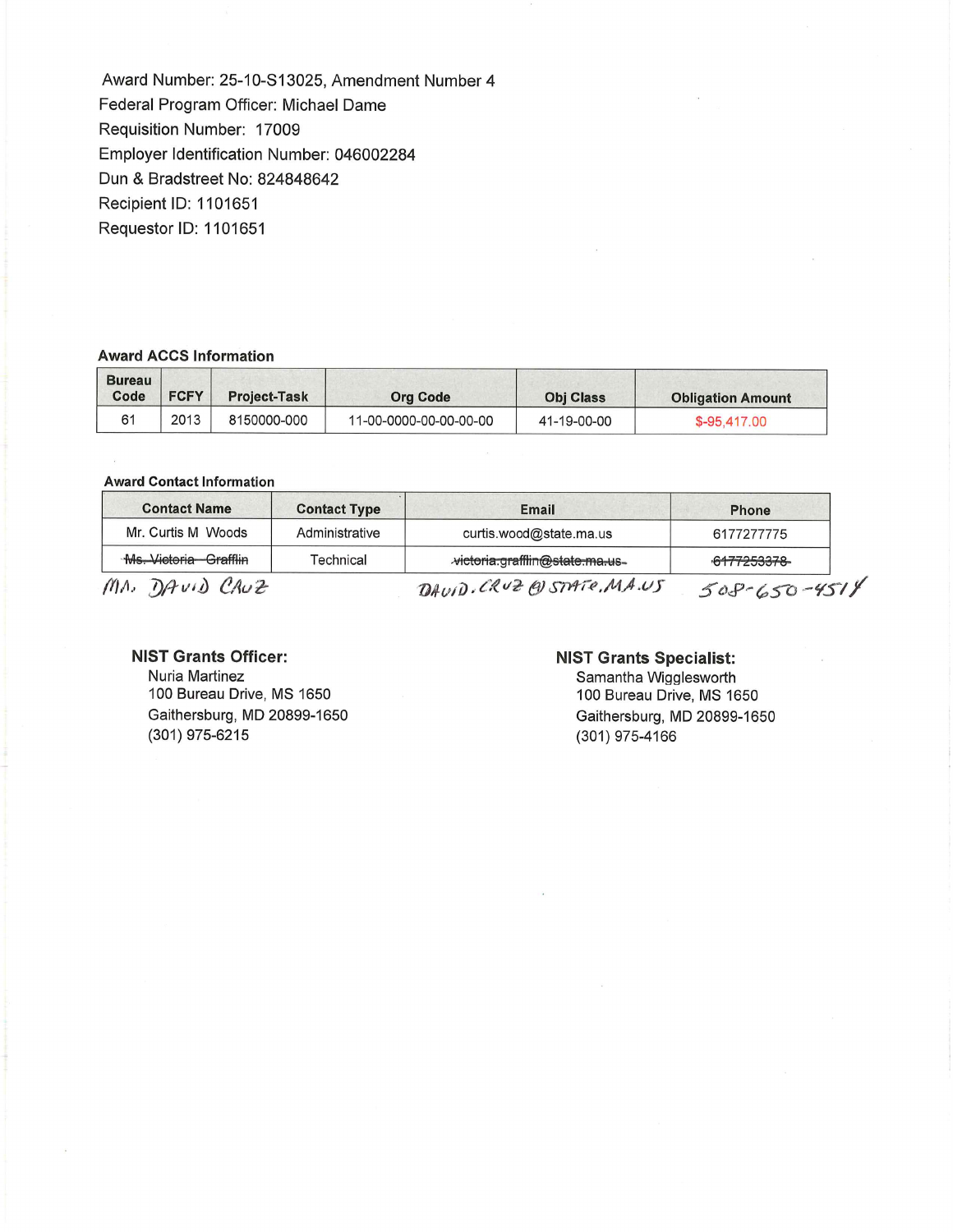Award Number: 25-10-S13025, Amendment Number 4
Federal Program Officer: Michael Dame
Requisition Number: 17009
Employer Identification Number: 046002284
Dun & Bradstreet No: 824848642
Recipient ID: 1101651
Requestor ID: 1101651

**Award ACCS Information**

| Bureau Code | FCFY | Project-Task | Org Code | Obj Class | Obligation Amount |
|---|---|---|---|---|---|
| 61 | 2013 | 8150000-000 | 11-00-0000-00-00-00-00 | 41-19-00-00 | $-95,417.00 |

**Award Contact Information**

| Contact Name | Contact Type | Email | Phone |
|---|---|---|---|
| Mr. Curtis M Woods | Administrative | curtis.wood@state.ma.us | 6177277775 |
| ~~Ms. Victoria Grafflin~~ | Technical | ~~victoria.grafflin@state.ma.us~~ | ~~6177253378~~ |
| MR. DAVID CRUZ | | DAVID.CRUZ@STATE.MA.US | 508-650-4514 |

**NIST Grants Officer:**
Nuria Martinez
100 Bureau Drive, MS 1650
Gaithersburg, MD 20899-1650
(301) 975-6215

**NIST Grants Specialist:**
Samantha Wigglesworth
100 Bureau Drive, MS 1650
Gaithersburg, MD 20899-1650
(301) 975-4166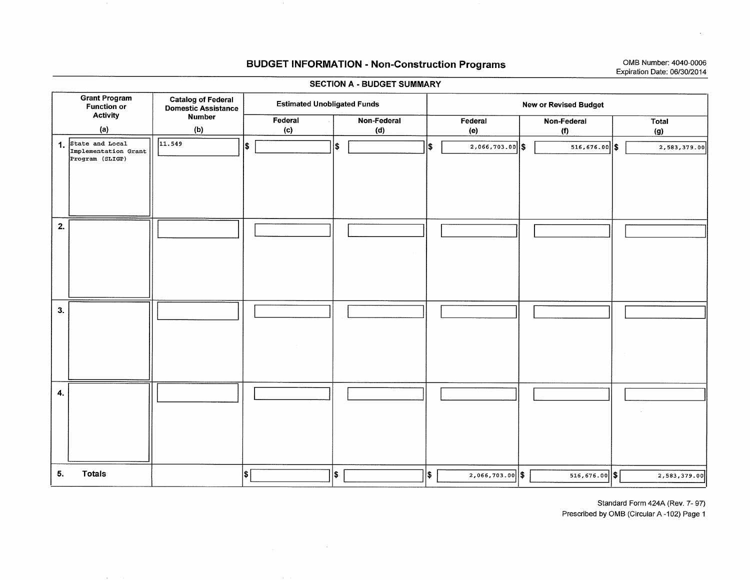# BUDGET INFORMATION - Non-Construction Programs

OMB Number: 4040-0006
Expiration Date: 06/30/2014

## SECTION A - BUDGET SUMMARY

| | Grant Program Function or Activity (a) | Catalog of Federal Domestic Assistance Number (b) | Estimated Unobligated Funds | | New or Revised Budget | | |
|---|---|---|---|---|---|---|---|
| | | | Federal (c) | Non-Federal (d) | Federal (e) | Non-Federal (f) | Total (g) |
| 1. | State and Local Implementation Grant Program (SLIGP) | 11.549 | $ | $ | $ 2,066,703.00 | $ 516,676.00 | $ 2,583,379.00 |
| 2. | | | | | | | |
| 3. | | | | | | | |
| 4. | | | | | | | |
| 5. | Totals | | $ | $ | $ 2,066,703.00 | $ 516,676.00 | $ 2,583,379.00 |

Standard Form 424A (Rev. 7- 97)
Prescribed by OMB (Circular A -102) Page 1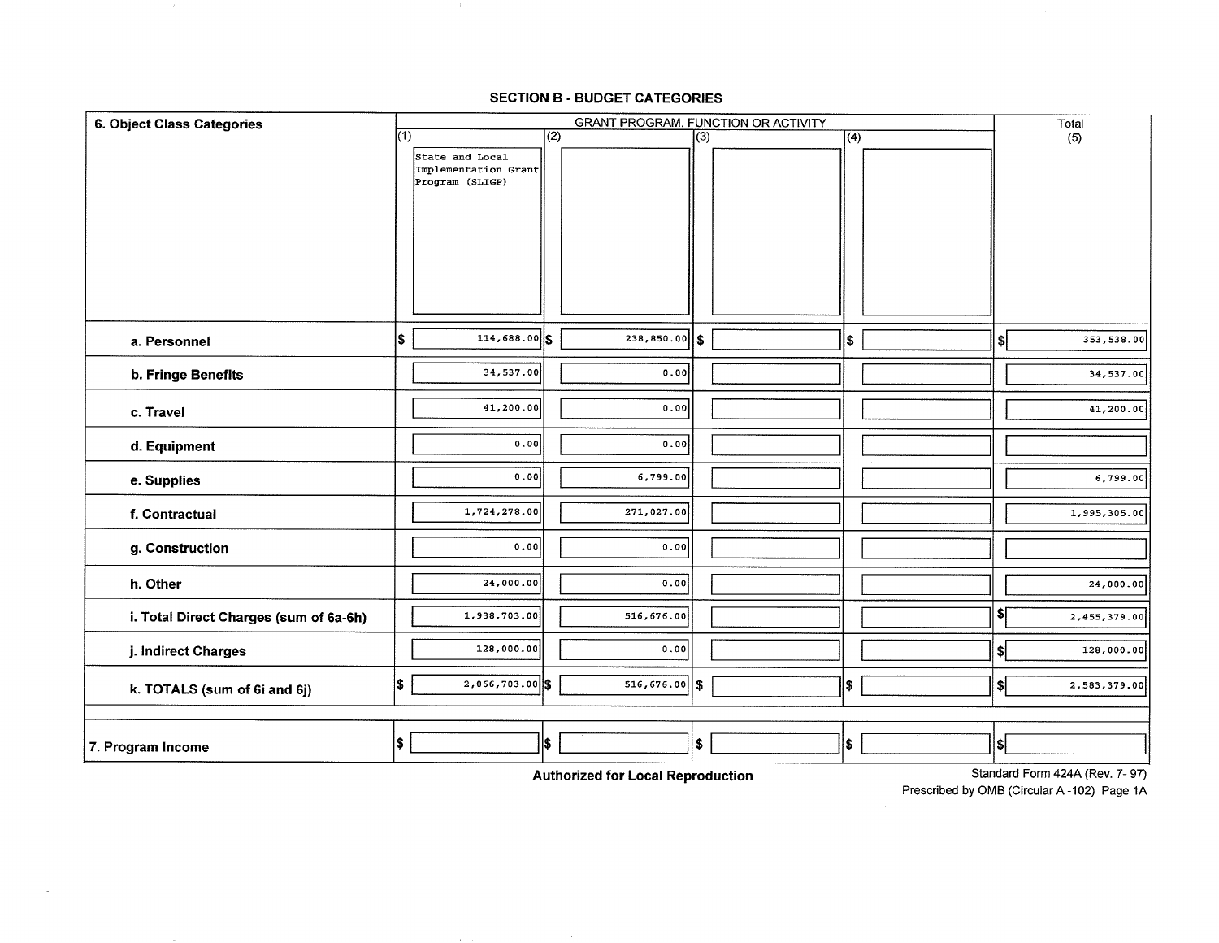## SECTION B - BUDGET CATEGORIES

| 6. Object Class Categories | GRANT PROGRAM, FUNCTION OR ACTIVITY | | | | Total |
|---|---|---|---|---|---|
| | (1) State and Local Implementation Grant Program (SLIGP) | (2) | (3) | (4) | (5) |
| a. Personnel | $ 114,688.00 | $ 238,850.00 | $ | $ | $ 353,538.00 |
| b. Fringe Benefits | 34,537.00 | 0.00 | | | 34,537.00 |
| c. Travel | 41,200.00 | 0.00 | | | 41,200.00 |
| d. Equipment | 0.00 | 0.00 | | | |
| e. Supplies | 0.00 | 6,799.00 | | | 6,799.00 |
| f. Contractual | 1,724,278.00 | 271,027.00 | | | 1,995,305.00 |
| g. Construction | 0.00 | 0.00 | | | |
| h. Other | 24,000.00 | 0.00 | | | 24,000.00 |
| i. Total Direct Charges (sum of 6a-6h) | 1,938,703.00 | 516,676.00 | | | $ 2,455,379.00 |
| j. Indirect Charges | 128,000.00 | 0.00 | | | $ 128,000.00 |
| k. TOTALS (sum of 6i and 6j) | $ 2,066,703.00 | $ 516,676.00 | $ | $ | $ 2,583,379.00 |
| 7. Program Income | $ | $ | $ | $ | $ |

**Authorized for Local Reproduction**

Standard Form 424A (Rev. 7- 97)
Prescribed by OMB (Circular A -102) Page 1A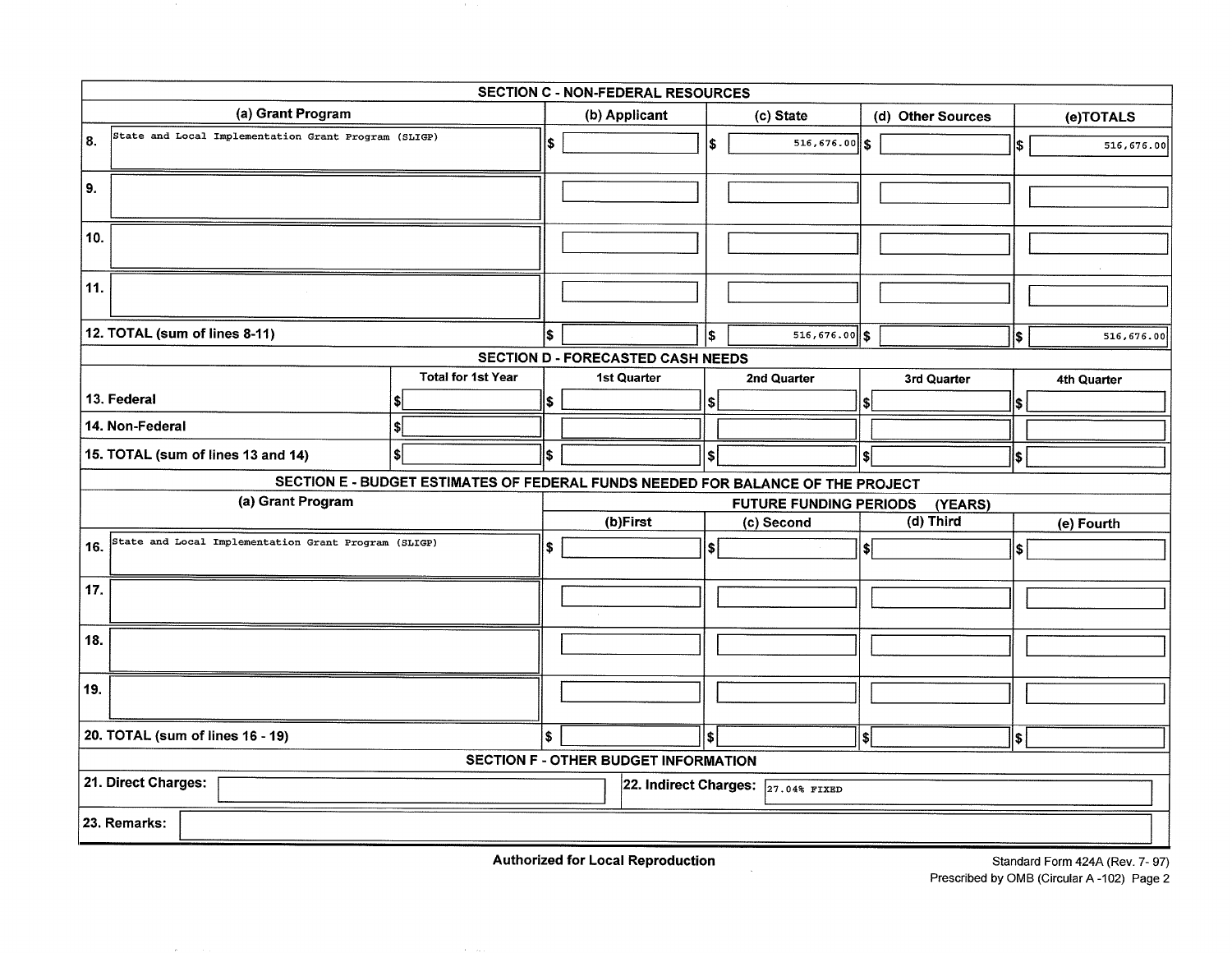## SECTION C - NON-FEDERAL RESOURCES

| (a) Grant Program | (b) Applicant | (c) State | (d) Other Sources | (e) TOTALS |
|---|---|---|---|---|
| 8. State and Local Implementation Grant Program (SLIGP) | $ | $ 516,676.00 | $ | $ 516,676.00 |
| 9. | | | | |
| 10. | | | | |
| 11. | | | | |
| 12. TOTAL (sum of lines 8-11) | $ | $ 516,676.00 | $ | $ 516,676.00 |

## SECTION D - FORECASTED CASH NEEDS

| | Total for 1st Year | 1st Quarter | 2nd Quarter | 3rd Quarter | 4th Quarter |
|---|---|---|---|---|---|
| 13. Federal | $ | $ | $ | $ | $ |
| 14. Non-Federal | $ | | | | |
| 15. TOTAL (sum of lines 13 and 14) | $ | $ | $ | $ | $ |

## SECTION E - BUDGET ESTIMATES OF FEDERAL FUNDS NEEDED FOR BALANCE OF THE PROJECT

| (a) Grant Program | FUTURE FUNDING PERIODS (YEARS) | | | |
|---|---|---|---|---|
| | (b) First | (c) Second | (d) Third | (e) Fourth |
| 16. State and Local Implementation Grant Program (SLIGP) | $ | $ | $ | $ |
| 17. | | | | |
| 18. | | | | |
| 19. | | | | |
| 20. TOTAL (sum of lines 16 - 19) | $ | $ | $ | $ |

## SECTION F - OTHER BUDGET INFORMATION

21. Direct Charges:

22. Indirect Charges: 27.04% FIXED

23. Remarks:

Authorized for Local Reproduction

Standard Form 424A (Rev. 7- 97)
Prescribed by OMB (Circular A -102) Page 2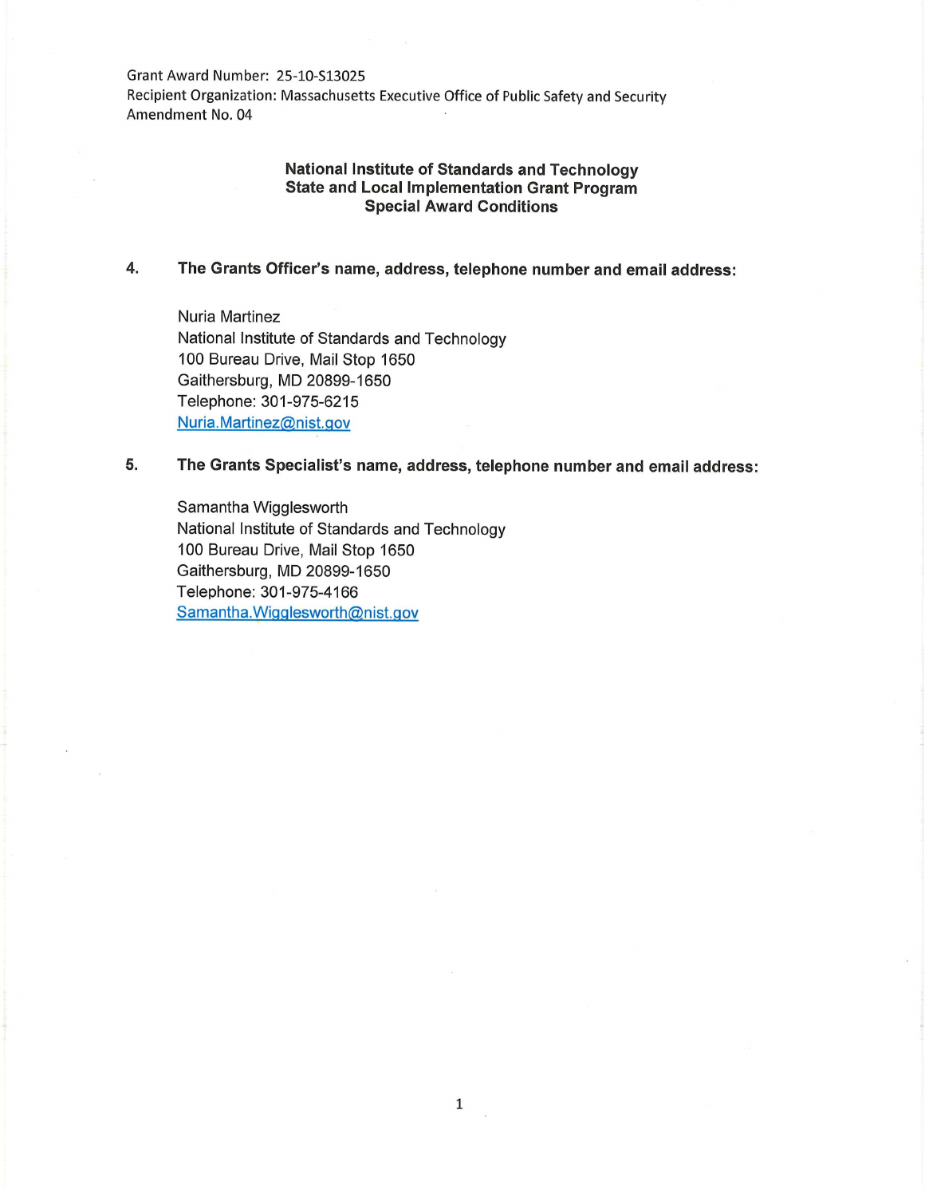Grant Award Number: 25-10-S13025
Recipient Organization: Massachusetts Executive Office of Public Safety and Security
Amendment No. 04

**National Institute of Standards and Technology**
**State and Local Implementation Grant Program**
**Special Award Conditions**

**4. The Grants Officer's name, address, telephone number and email address:**

Nuria Martinez
National Institute of Standards and Technology
100 Bureau Drive, Mail Stop 1650
Gaithersburg, MD 20899-1650
Telephone: 301-975-6215
Nuria.Martinez@nist.gov

**5. The Grants Specialist's name, address, telephone number and email address:**

Samantha Wigglesworth
National Institute of Standards and Technology
100 Bureau Drive, Mail Stop 1650
Gaithersburg, MD 20899-1650
Telephone: 301-975-4166
Samantha.Wigglesworth@nist.gov